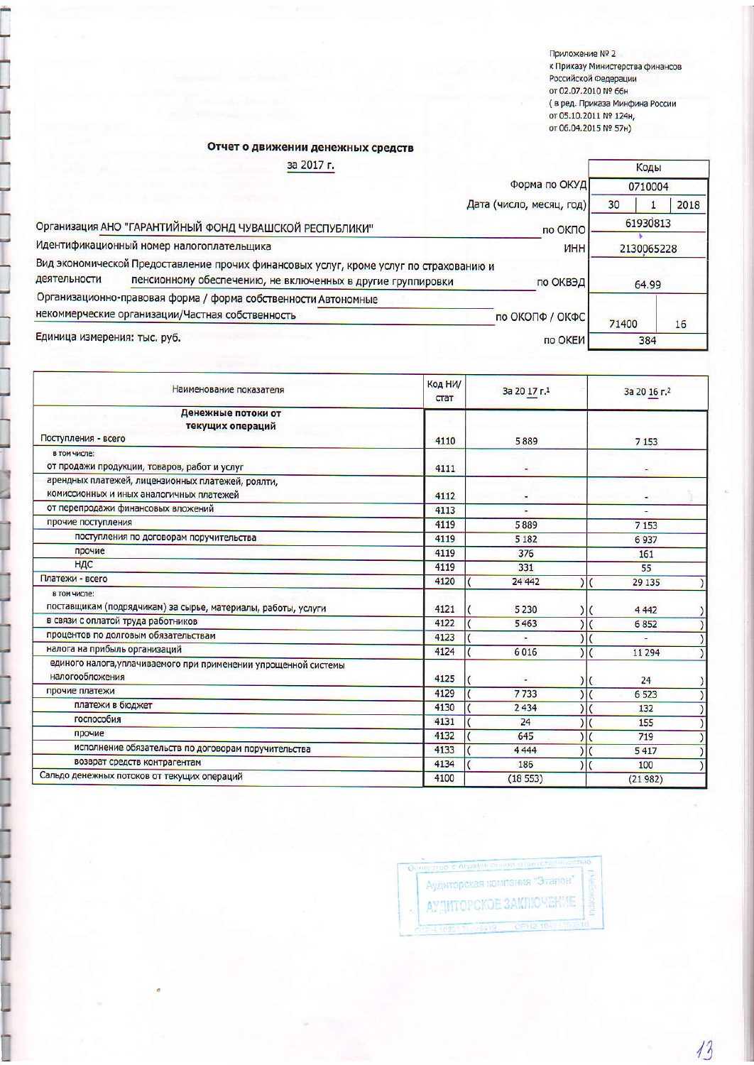Приложение № 2
к Приказу Министерства финансов
Российской Федерации
от 02.07.2010 № 66н
( в ред. Приказа Минфина России
от 05.10.2011 № 124н,
от 06.04.2015 № 57н)

## Отчет о движении денежных средств

за 2017 г.

| | Коды | |
|---|---|---|
| Форма по ОКУД | 0710004 | |
| Дата (число, месяц, год) | 30 / 1 / 2018 | |
| Организация АНО "ГАРАНТИЙНЫЙ ФОНД ЧУВАШСКОЙ РЕСПУБЛИКИ" по ОКПО | 61930813 | |
| Идентификационный номер налогоплательщика ИНН | 2130065228 | |
| Вид экономической деятельности Предоставление прочих финансовых услуг, кроме услуг по страхованию и пенсионному обеспечению, не включенных в другие группировки по ОКВЭД | 64.99 | |
| Организационно-правовая форма / форма собственности Автономные некоммерческие организации/Частная собственность по ОКОПФ / ОКФС | 71400 | 16 |
| Единица измерения: тыс. руб. по ОКЕИ | 384 | |

| Наименование показателя | Код НИ/ стат | За 20 17 г.[1] | За 20 16 г.[2] |
|---|---|---|---|
| **Денежные потоки от текущих операций** | | | |
| Поступления - всего | 4110 | 5 889 | 7 153 |
| в том числе: от продажи продукции, товаров, работ и услуг | 4111 | - | - |
| арендных платежей, лицензионных платежей, роялти, комиссионных и иных аналогичных платежей | 4112 | - | - |
| от перепродажи финансовых вложений | 4113 | - | - |
| прочие поступления | 4119 | 5 889 | 7 153 |
| поступления по договорам поручительства | 4119 | 5 182 | 6 937 |
| прочие | 4119 | 376 | 161 |
| НДС | 4119 | 331 | 55 |
| Платежи - всего | 4120 | ( 24 442 ) | ( 29 135 ) |
| в том числе: поставщикам (подрядчикам) за сырье, материалы, работы, услуги | 4121 | ( 5 230 ) | ( 4 442 ) |
| в связи с оплатой труда работников | 4122 | ( 5 463 ) | ( 6 852 ) |
| процентов по долговым обязательствам | 4123 | ( - ) | ( - ) |
| налога на прибыль организаций | 4124 | ( 6 016 ) | ( 11 294 ) |
| единого налога,уплачиваемого при применении упрощенной системы налогообложения | 4125 | ( - ) | ( 24 ) |
| прочие платежи | 4129 | ( 7 733 ) | ( 6 523 ) |
| платежи в бюджет | 4130 | ( 2 434 ) | ( 132 ) |
| госпособия | 4131 | ( 24 ) | ( 155 ) |
| прочие | 4132 | ( 645 ) | ( 719 ) |
| исполнение обязательств по договорам поручительства | 4133 | ( 4 444 ) | ( 5 417 ) |
| возврат средств контрагентам | 4134 | ( 186 ) | ( 100 ) |
| Сальдо денежных потоков от текущих операций | 4100 | (18 553) | (21 982) |

Общество с ограниченной ответственностью Аудиторская компания "Эталон" г. Чебоксары АУДИТОРСКОЕ ЗАКЛЮЧЕНИЕ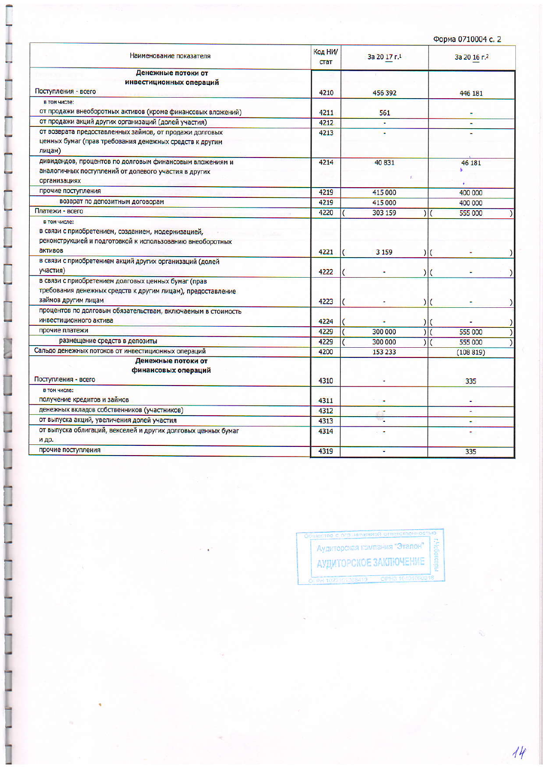Форма 0710004 с. 2

| Наименование показателя | Код НИ/стат | За 20 17 г.[1] | За 20 16 г.[2] |
|---|---|---|---|
| **Денежные потоки от инвестиционных операций** | | | |
| Поступления - всего | 4210 | 456 392 | 446 181 |
| в том числе: | | | |
| от продажи внеоборотных активов (кроме финансовых вложений) | 4211 | 561 | - |
| от продажи акций других организаций (долей участия) | 4212 | - | - |
| от возврата предоставленных займов, от продажи долговых ценных бумаг (прав требования денежных средств к другим лицам) | 4213 | - | - |
| дивидендов, процентов по долговым финансовым вложениям и аналогичных поступлений от долевого участия в других организациях | 4214 | 40 831 | 46 181 |
| прочие поступления | 4219 | 415 000 | 400 000 |
| возврат по депозитным договорам | 4219 | 415 000 | 400 000 |
| Платежи - всего | 4220 | ( 303 159 ) | ( 555 000 ) |
| в том числе: | | | |
| в связи с приобретением, созданием, модернизацией, реконструкцией и подготовкой к использованию внеоборотных активов | 4221 | ( 3 159 ) | ( - ) |
| в связи с приобретением акций других организаций (долей участия) | 4222 | ( - ) | ( - ) |
| в связи с приобретением долговых ценных бумаг (прав требования денежных средств к другим лицам), предоставление займов другим лицам | 4223 | ( - ) | ( - ) |
| процентов по долговым обязательствам, включаемым в стоимость инвестиционного актива | 4224 | ( - ) | ( - ) |
| прочие платежи | 4229 | ( 300 000 ) | ( 555 000 ) |
| размещение средств в депозиты | 4229 | ( 300 000 ) | ( 555 000 ) |
| Сальдо денежных потоков от инвестиционных операций | 4200 | 153 233 | (108 819) |
| **Денежные потоки от финансовых операций** | | | |
| Поступления - всего | 4310 | - | 335 |
| в том числе: | | | |
| получение кредитов и займов | 4311 | - | - |
| денежных вкладов собственников (участников) | 4312 | - | - |
| от выпуска акций, увеличения долей участия | 4313 | - | - |
| от выпуска облигаций, векселей и других долговых ценных бумаг и др. | 4314 | - | - |
| прочие поступления | 4319 | - | 335 |

Общество с ограниченной ответственностью Аудиторская компания "Эталон" АУДИТОРСКОЕ ЗАКЛЮЧЕНИЕ г.Чебоксары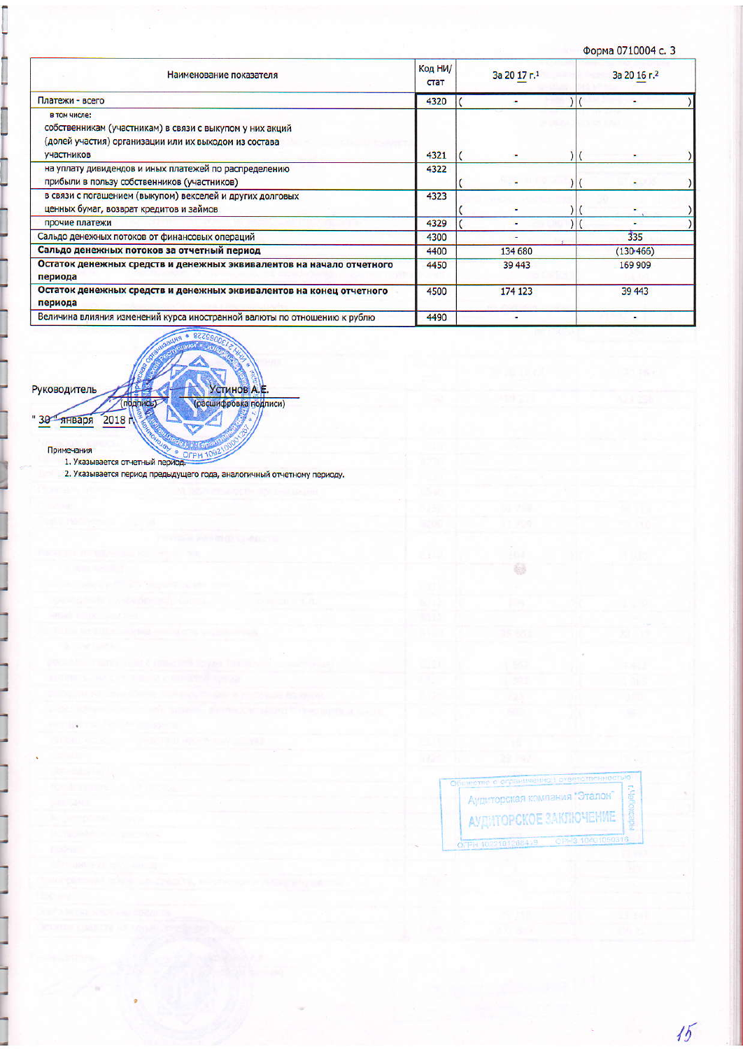Форма 0710004 с. 3

| Наименование показателя | Код НИ/стат | За 20 17 г.[1] | За 20 16 г.[2] |
|---|---|---|---|
| Платежи - всего | 4320 | ( - ) | ( - ) |
| в том числе: собственникам (участникам) в связи с выкупом у них акций (долей участия) организации или их выходом из состава участников | 4321 | ( - ) | ( - ) |
| на уплату дивидендов и иных платежей по распределению прибыли в пользу собственников (участников) | 4322 | ( - ) | ( - ) |
| в связи с погашением (выкупом) векселей и других долговых ценных бумаг, возврат кредитов и займов | 4323 | ( - ) | ( - ) |
| прочие платежи | 4329 | ( - ) | ( - ) |
| Сальдо денежных потоков от финансовых операций | 4300 | - | 335 |
| **Сальдо денежных потоков за отчетный период** | 4400 | 134 680 | (130 466) |
| **Остаток денежных средств и денежных эквивалентов на начало отчетного периода** | 4450 | 39 443 | 169 909 |
| **Остаток денежных средств и денежных эквивалентов на конец отчетного периода** | 4500 | 174 123 | 39 443 |
| Величина влияния изменений курса иностранной валюты по отношению к рублю | 4490 | - | - |

Руководитель _________ (подпись) Устинов А.Е. (расшифровка подписи)

" 30 " января 2018 г.

Примечания

1. Указывается отчетный период.
2. Указывается период предыдущего года, аналогичный отчетному периоду.

Общество с ограниченной ответственностью Аудиторская компания "Эталон" АУДИТОРСКОЕ ЗАКЛЮЧЕНИЕ г. Чебоксары